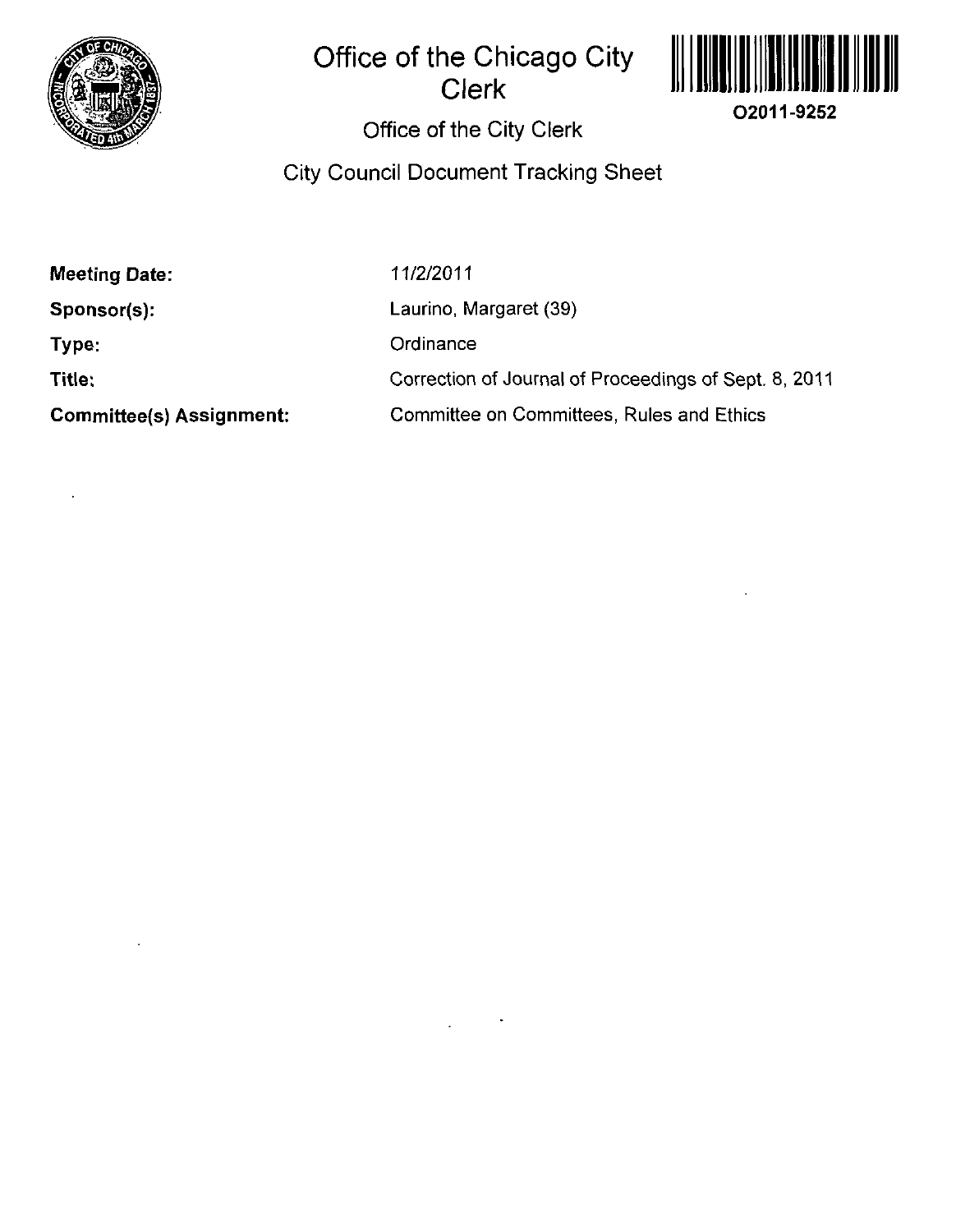# Office of the Chicago City Clerk

O2011-9252

## Office of the City Clerk

## City Council Document Tracking Sheet

| | |
|---|---|
| **Meeting Date:** | 11/2/2011 |
| **Sponsor(s):** | Laurino, Margaret (39) |
| **Type:** | Ordinance |
| **Title:** | Correction of Journal of Proceedings of Sept. 8, 2011 |
| **Committee(s) Assignment:** | Committee on Committees, Rules and Ethics |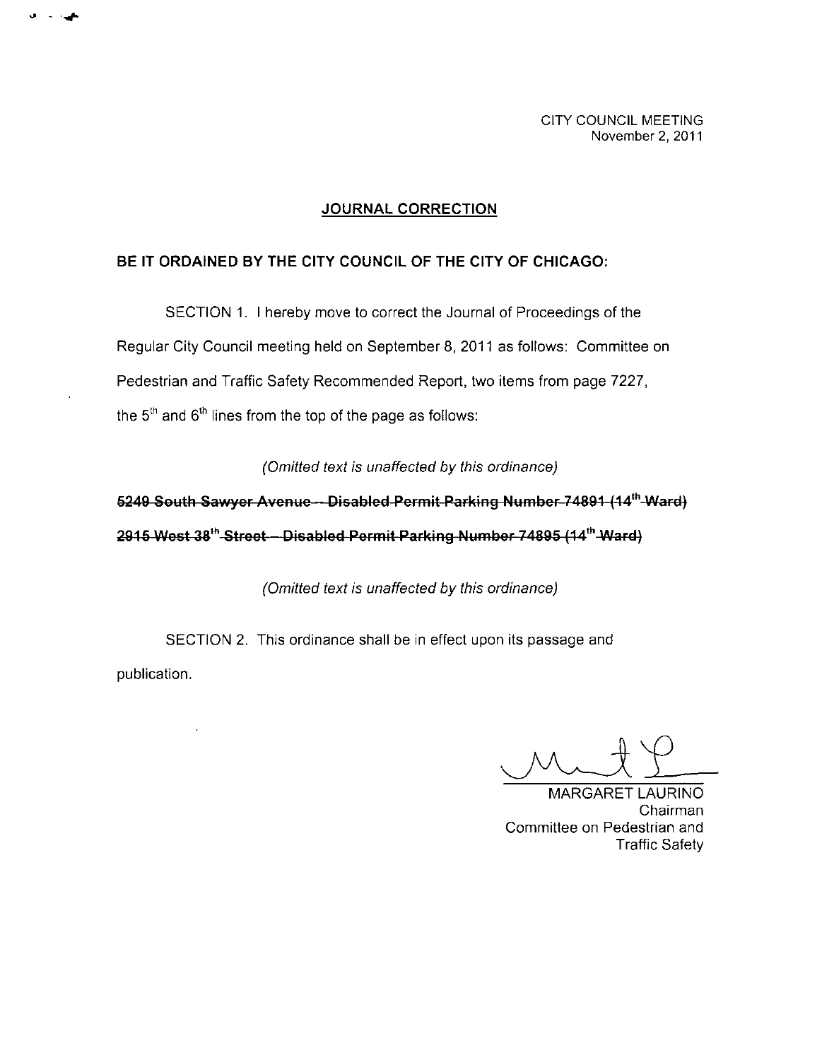CITY COUNCIL MEETING
November 2, 2011

## JOURNAL CORRECTION

**BE IT ORDAINED BY THE CITY COUNCIL OF THE CITY OF CHICAGO:**

SECTION 1. I hereby move to correct the Journal of Proceedings of the Regular City Council meeting held on September 8, 2011 as follows: Committee on Pedestrian and Traffic Safety Recommended Report, two items from page 7227, the 5th and 6th lines from the top of the page as follows:

*(Omitted text is unaffected by this ordinance)*

~~**5249 South Sawyer Avenue -- Disabled Permit Parking Number 74891 (14th Ward)**~~

~~**2915 West 38th Street -- Disabled Permit Parking Number 74895 (14th Ward)**~~

*(Omitted text is unaffected by this ordinance)*

SECTION 2. This ordinance shall be in effect upon its passage and publication.

MARGARET LAURINO
Chairman
Committee on Pedestrian and Traffic Safety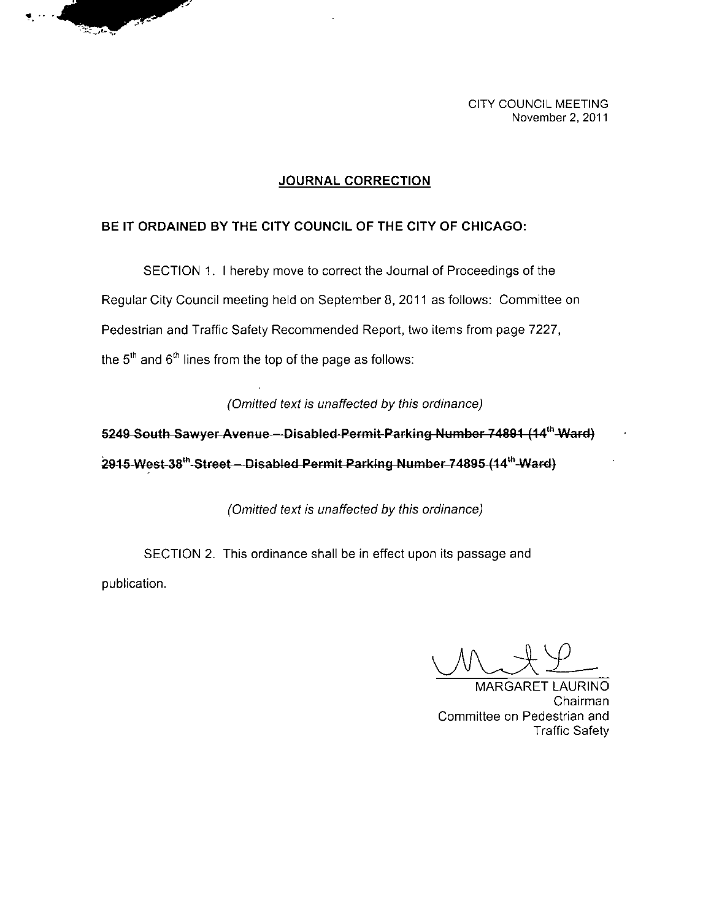CITY COUNCIL MEETING
November 2, 2011

## JOURNAL CORRECTION

**BE IT ORDAINED BY THE CITY COUNCIL OF THE CITY OF CHICAGO:**

SECTION 1. I hereby move to correct the Journal of Proceedings of the Regular City Council meeting held on September 8, 2011 as follows: Committee on Pedestrian and Traffic Safety Recommended Report, two items from page 7227, the 5th and 6th lines from the top of the page as follows:

*(Omitted text is unaffected by this ordinance)*

~~**5249 South Sawyer Avenue -- Disabled Permit Parking Number 74891 (14th Ward)**~~

~~**2915 West 38th Street -- Disabled Permit Parking Number 74895 (14th Ward)**~~

*(Omitted text is unaffected by this ordinance)*

SECTION 2. This ordinance shall be in effect upon its passage and publication.

MARGARET LAURINO
Chairman
Committee on Pedestrian and Traffic Safety